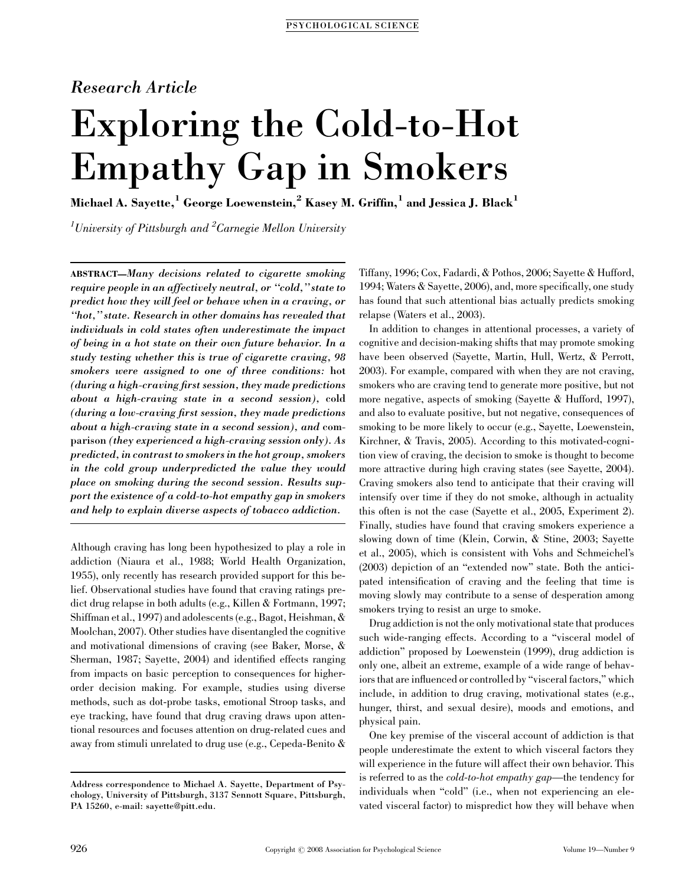*Research Article*

# Exploring the Cold-to-Hot Empathy Gap in Smokers

**Michael A. Sayette,[1] George Loewenstein,[2] Kasey M. Griffin,[1] and Jessica J. Black[1]**

*[1]University of Pittsburgh and [2]Carnegie Mellon University*

**ABSTRACT**—*Many decisions related to cigarette smoking require people in an affectively neutral, or "cold," state to predict how they will feel or behave when in a craving, or "hot," state. Research in other domains has revealed that individuals in cold states often underestimate the impact of being in a hot state on their own future behavior. In a study testing whether this is true of cigarette craving, 98 smokers were assigned to one of three conditions:* hot *(during a high-craving first session, they made predictions about a high-craving state in a second session),* cold *(during a low-craving first session, they made predictions about a high-craving state in a second session), and* comparison *(they experienced a high-craving session only). As predicted, in contrast to smokers in the hot group, smokers in the cold group underpredicted the value they would place on smoking during the second session. Results support the existence of a cold-to-hot empathy gap in smokers and help to explain diverse aspects of tobacco addiction.*

Although craving has long been hypothesized to play a role in addiction (Niaura et al., 1988; World Health Organization, 1955), only recently has research provided support for this belief. Observational studies have found that craving ratings predict drug relapse in both adults (e.g., Killen & Fortmann, 1997; Shiffman et al., 1997) and adolescents (e.g., Bagot, Heishman, & Moolchan, 2007). Other studies have disentangled the cognitive and motivational dimensions of craving (see Baker, Morse, & Sherman, 1987; Sayette, 2004) and identified effects ranging from impacts on basic perception to consequences for higher-order decision making. For example, studies using diverse methods, such as dot-probe tasks, emotional Stroop tasks, and eye tracking, have found that drug craving draws upon attentional resources and focuses attention on drug-related cues and away from stimuli unrelated to drug use (e.g., Cepeda-Benito & Tiffany, 1996; Cox, Fadardi, & Pothos, 2006; Sayette & Hufford, 1994; Waters & Sayette, 2006), and, more specifically, one study has found that such attentional bias actually predicts smoking relapse (Waters et al., 2003).

In addition to changes in attentional processes, a variety of cognitive and decision-making shifts that may promote smoking have been observed (Sayette, Martin, Hull, Wertz, & Perrott, 2003). For example, compared with when they are not craving, smokers who are craving tend to generate more positive, but not more negative, aspects of smoking (Sayette & Hufford, 1997), and also to evaluate positive, but not negative, consequences of smoking to be more likely to occur (e.g., Sayette, Loewenstein, Kirchner, & Travis, 2005). According to this motivated-cognition view of craving, the decision to smoke is thought to become more attractive during high craving states (see Sayette, 2004). Craving smokers also tend to anticipate that their craving will intensify over time if they do not smoke, although in actuality this often is not the case (Sayette et al., 2005, Experiment 2). Finally, studies have found that craving smokers experience a slowing down of time (Klein, Corwin, & Stine, 2003; Sayette et al., 2005), which is consistent with Vohs and Schmeichel's (2003) depiction of an "extended now" state. Both the anticipated intensification of craving and the feeling that time is moving slowly may contribute to a sense of desperation among smokers trying to resist an urge to smoke.

Drug addiction is not the only motivational state that produces such wide-ranging effects. According to a "visceral model of addiction" proposed by Loewenstein (1999), drug addiction is only one, albeit an extreme, example of a wide range of behaviors that are influenced or controlled by "visceral factors," which include, in addition to drug craving, motivational states (e.g., hunger, thirst, and sexual desire), moods and emotions, and physical pain.

One key premise of the visceral account of addiction is that people underestimate the extent to which visceral factors they will experience in the future will affect their own behavior. This is referred to as the *cold-to-hot empathy gap*—the tendency for individuals when "cold" (i.e., when not experiencing an elevated visceral factor) to mispredict how they will behave when

Address correspondence to Michael A. Sayette, Department of Psychology, University of Pittsburgh, 3137 Sennott Square, Pittsburgh, PA 15260, e-mail: sayette@pitt.edu.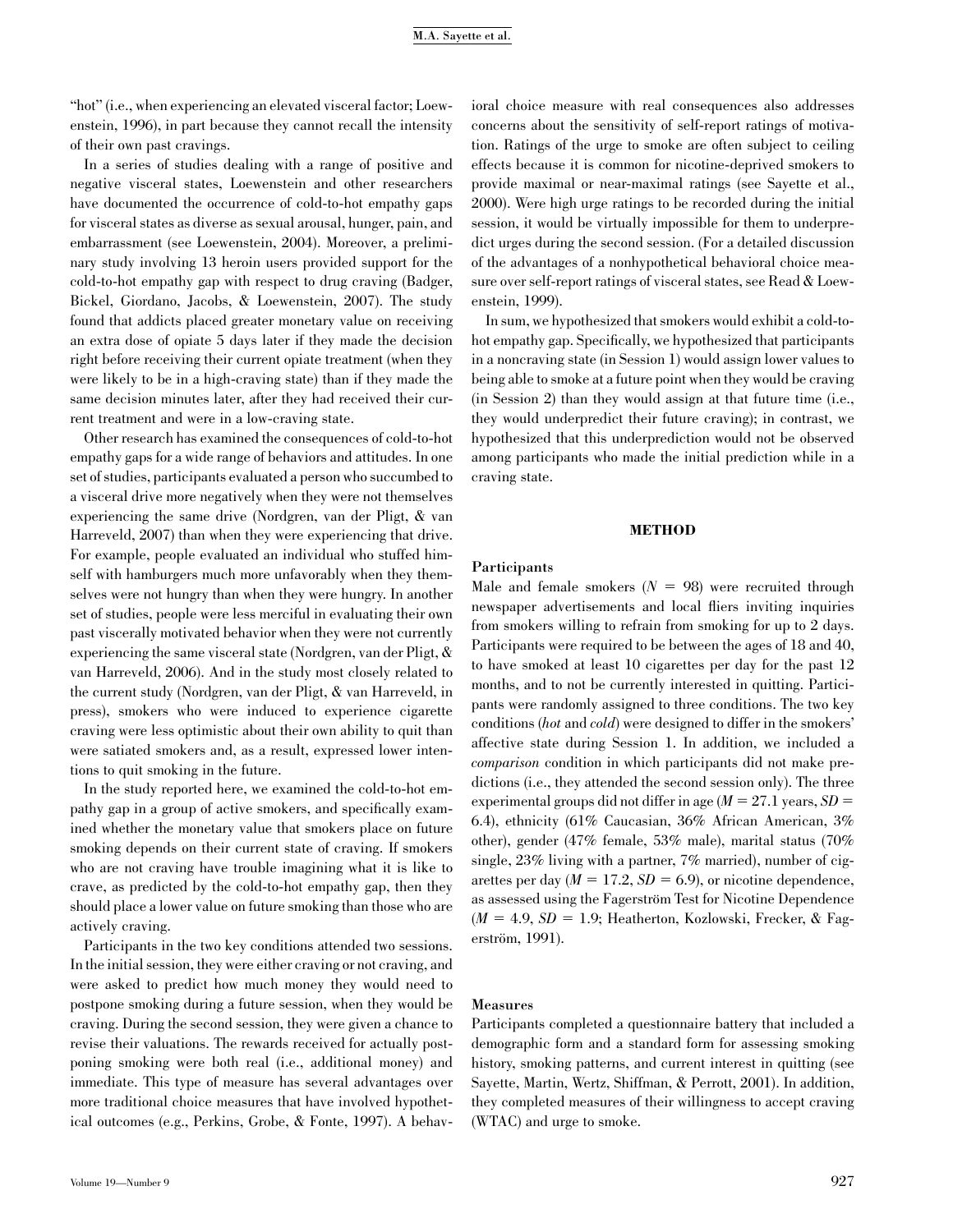"hot" (i.e., when experiencing an elevated visceral factor; Loewenstein, 1996), in part because they cannot recall the intensity of their own past cravings.

In a series of studies dealing with a range of positive and negative visceral states, Loewenstein and other researchers have documented the occurrence of cold-to-hot empathy gaps for visceral states as diverse as sexual arousal, hunger, pain, and embarrassment (see Loewenstein, 2004). Moreover, a preliminary study involving 13 heroin users provided support for the cold-to-hot empathy gap with respect to drug craving (Badger, Bickel, Giordano, Jacobs, & Loewenstein, 2007). The study found that addicts placed greater monetary value on receiving an extra dose of opiate 5 days later if they made the decision right before receiving their current opiate treatment (when they were likely to be in a high-craving state) than if they made the same decision minutes later, after they had received their current treatment and were in a low-craving state.

Other research has examined the consequences of cold-to-hot empathy gaps for a wide range of behaviors and attitudes. In one set of studies, participants evaluated a person who succumbed to a visceral drive more negatively when they were not themselves experiencing the same drive (Nordgren, van der Pligt, & van Harreveld, 2007) than when they were experiencing that drive. For example, people evaluated an individual who stuffed himself with hamburgers much more unfavorably when they themselves were not hungry than when they were hungry. In another set of studies, people were less merciful in evaluating their own past viscerally motivated behavior when they were not currently experiencing the same visceral state (Nordgren, van der Pligt, & van Harreveld, 2006). And in the study most closely related to the current study (Nordgren, van der Pligt, & van Harreveld, in press), smokers who were induced to experience cigarette craving were less optimistic about their own ability to quit than were satiated smokers and, as a result, expressed lower intentions to quit smoking in the future.

In the study reported here, we examined the cold-to-hot empathy gap in a group of active smokers, and specifically examined whether the monetary value that smokers place on future smoking depends on their current state of craving. If smokers who are not craving have trouble imagining what it is like to crave, as predicted by the cold-to-hot empathy gap, then they should place a lower value on future smoking than those who are actively craving.

Participants in the two key conditions attended two sessions. In the initial session, they were either craving or not craving, and were asked to predict how much money they would need to postpone smoking during a future session, when they would be craving. During the second session, they were given a chance to revise their valuations. The rewards received for actually postponing smoking were both real (i.e., additional money) and immediate. This type of measure has several advantages over more traditional choice measures that have involved hypothetical outcomes (e.g., Perkins, Grobe, & Fonte, 1997). A behavioral choice measure with real consequences also addresses concerns about the sensitivity of self-report ratings of motivation. Ratings of the urge to smoke are often subject to ceiling effects because it is common for nicotine-deprived smokers to provide maximal or near-maximal ratings (see Sayette et al., 2000). Were high urge ratings to be recorded during the initial session, it would be virtually impossible for them to underpredict urges during the second session. (For a detailed discussion of the advantages of a nonhypothetical behavioral choice measure over self-report ratings of visceral states, see Read & Loewenstein, 1999).

In sum, we hypothesized that smokers would exhibit a cold-to-hot empathy gap. Specifically, we hypothesized that participants in a noncraving state (in Session 1) would assign lower values to being able to smoke at a future point when they would be craving (in Session 2) than they would assign at that future time (i.e., they would underpredict their future craving); in contrast, we hypothesized that this underprediction would not be observed among participants who made the initial prediction while in a craving state.

## METHOD

### Participants

Male and female smokers ($N = 98$) were recruited through newspaper advertisements and local fliers inviting inquiries from smokers willing to refrain from smoking for up to 2 days. Participants were required to be between the ages of 18 and 40, to have smoked at least 10 cigarettes per day for the past 12 months, and to not be currently interested in quitting. Participants were randomly assigned to three conditions. The two key conditions (*hot* and *cold*) were designed to differ in the smokers' affective state during Session 1. In addition, we included a *comparison* condition in which participants did not make predictions (i.e., they attended the second session only). The three experimental groups did not differ in age ($M = 27.1$ years, $SD = 6.4$), ethnicity (61% Caucasian, 36% African American, 3% other), gender (47% female, 53% male), marital status (70% single, 23% living with a partner, 7% married), number of cigarettes per day ($M = 17.2$, $SD = 6.9$), or nicotine dependence, as assessed using the Fagerström Test for Nicotine Dependence ($M = 4.9$, $SD = 1.9$; Heatherton, Kozlowski, Frecker, & Fagerström, 1991).

### Measures

Participants completed a questionnaire battery that included a demographic form and a standard form for assessing smoking history, smoking patterns, and current interest in quitting (see Sayette, Martin, Wertz, Shiffman, & Perrott, 2001). In addition, they completed measures of their willingness to accept craving (WTAC) and urge to smoke.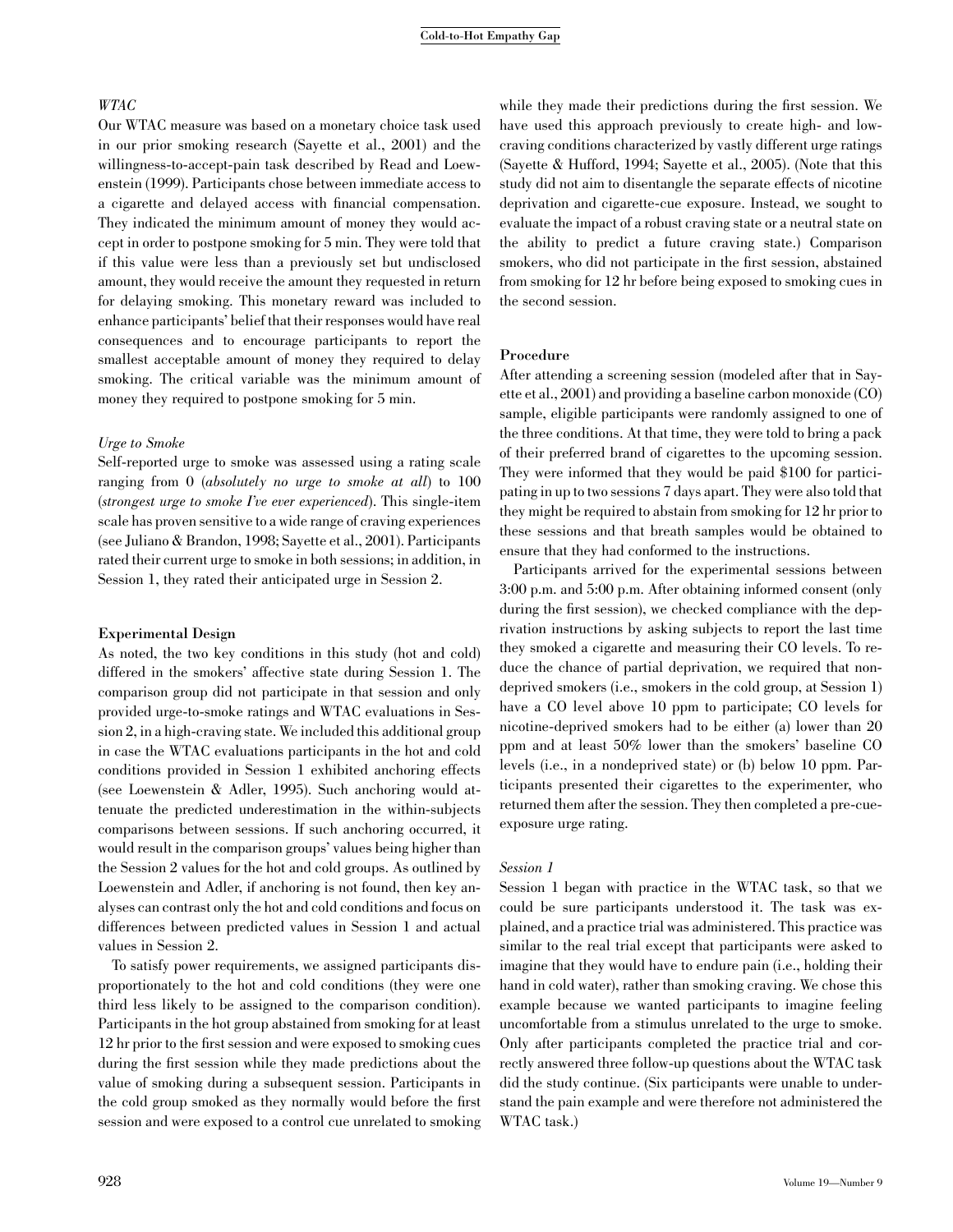*WTAC*

Our WTAC measure was based on a monetary choice task used in our prior smoking research (Sayette et al., 2001) and the willingness-to-accept-pain task described by Read and Loewenstein (1999). Participants chose between immediate access to a cigarette and delayed access with financial compensation. They indicated the minimum amount of money they would accept in order to postpone smoking for 5 min. They were told that if this value were less than a previously set but undisclosed amount, they would receive the amount they requested in return for delaying smoking. This monetary reward was included to enhance participants' belief that their responses would have real consequences and to encourage participants to report the smallest acceptable amount of money they required to delay smoking. The critical variable was the minimum amount of money they required to postpone smoking for 5 min.

*Urge to Smoke*

Self-reported urge to smoke was assessed using a rating scale ranging from 0 (*absolutely no urge to smoke at all*) to 100 (*strongest urge to smoke I've ever experienced*). This single-item scale has proven sensitive to a wide range of craving experiences (see Juliano & Brandon, 1998; Sayette et al., 2001). Participants rated their current urge to smoke in both sessions; in addition, in Session 1, they rated their anticipated urge in Session 2.

## Experimental Design

As noted, the two key conditions in this study (hot and cold) differed in the smokers' affective state during Session 1. The comparison group did not participate in that session and only provided urge-to-smoke ratings and WTAC evaluations in Session 2, in a high-craving state. We included this additional group in case the WTAC evaluations participants in the hot and cold conditions provided in Session 1 exhibited anchoring effects (see Loewenstein & Adler, 1995). Such anchoring would attenuate the predicted underestimation in the within-subjects comparisons between sessions. If such anchoring occurred, it would result in the comparison groups' values being higher than the Session 2 values for the hot and cold groups. As outlined by Loewenstein and Adler, if anchoring is not found, then key analyses can contrast only the hot and cold conditions and focus on differences between predicted values in Session 1 and actual values in Session 2.

To satisfy power requirements, we assigned participants disproportionately to the hot and cold conditions (they were one third less likely to be assigned to the comparison condition). Participants in the hot group abstained from smoking for at least 12 hr prior to the first session and were exposed to smoking cues during the first session while they made predictions about the value of smoking during a subsequent session. Participants in the cold group smoked as they normally would before the first session and were exposed to a control cue unrelated to smoking while they made their predictions during the first session. We have used this approach previously to create high- and low-craving conditions characterized by vastly different urge ratings (Sayette & Hufford, 1994; Sayette et al., 2005). (Note that this study did not aim to disentangle the separate effects of nicotine deprivation and cigarette-cue exposure. Instead, we sought to evaluate the impact of a robust craving state or a neutral state on the ability to predict a future craving state.) Comparison smokers, who did not participate in the first session, abstained from smoking for 12 hr before being exposed to smoking cues in the second session.

## Procedure

After attending a screening session (modeled after that in Sayette et al., 2001) and providing a baseline carbon monoxide (CO) sample, eligible participants were randomly assigned to one of the three conditions. At that time, they were told to bring a pack of their preferred brand of cigarettes to the upcoming session. They were informed that they would be paid \$100 for participating in up to two sessions 7 days apart. They were also told that they might be required to abstain from smoking for 12 hr prior to these sessions and that breath samples would be obtained to ensure that they had conformed to the instructions.

Participants arrived for the experimental sessions between 3:00 p.m. and 5:00 p.m. After obtaining informed consent (only during the first session), we checked compliance with the deprivation instructions by asking subjects to report the last time they smoked a cigarette and measuring their CO levels. To reduce the chance of partial deprivation, we required that nondeprived smokers (i.e., smokers in the cold group, at Session 1) have a CO level above 10 ppm to participate; CO levels for nicotine-deprived smokers had to be either (a) lower than 20 ppm and at least 50% lower than the smokers' baseline CO levels (i.e., in a nondeprived state) or (b) below 10 ppm. Participants presented their cigarettes to the experimenter, who returned them after the session. They then completed a pre-cue-exposure urge rating.

*Session 1*

Session 1 began with practice in the WTAC task, so that we could be sure participants understood it. The task was explained, and a practice trial was administered. This practice was similar to the real trial except that participants were asked to imagine that they would have to endure pain (i.e., holding their hand in cold water), rather than smoking craving. We chose this example because we wanted participants to imagine feeling uncomfortable from a stimulus unrelated to the urge to smoke. Only after participants completed the practice trial and correctly answered three follow-up questions about the WTAC task did the study continue. (Six participants were unable to understand the pain example and were therefore not administered the WTAC task.)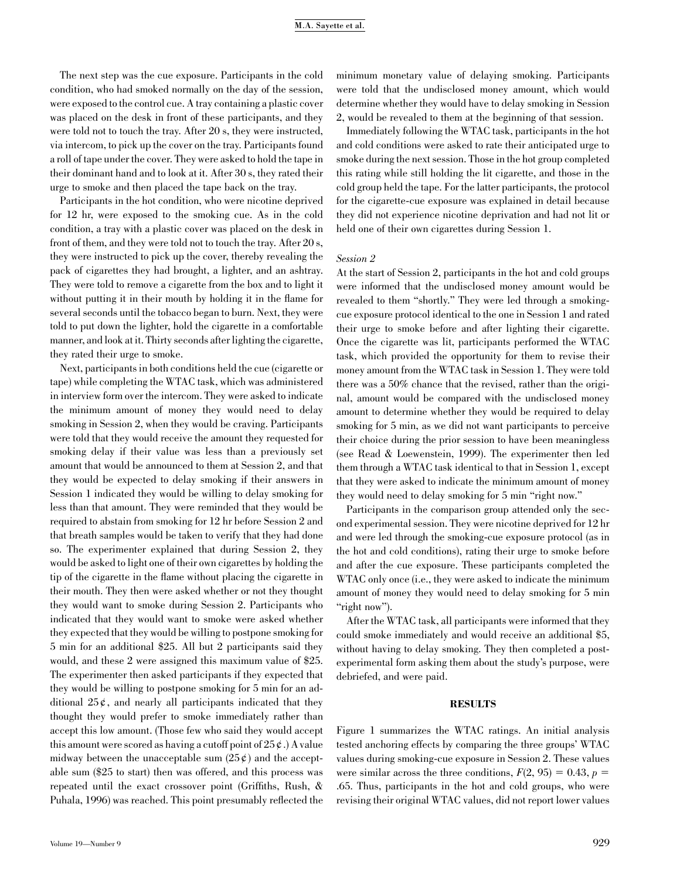The next step was the cue exposure. Participants in the cold condition, who had smoked normally on the day of the session, were exposed to the control cue. A tray containing a plastic cover was placed on the desk in front of these participants, and they were told not to touch the tray. After 20 s, they were instructed, via intercom, to pick up the cover on the tray. Participants found a roll of tape under the cover. They were asked to hold the tape in their dominant hand and to look at it. After 30 s, they rated their urge to smoke and then placed the tape back on the tray.

Participants in the hot condition, who were nicotine deprived for 12 hr, were exposed to the smoking cue. As in the cold condition, a tray with a plastic cover was placed on the desk in front of them, and they were told not to touch the tray. After 20 s, they were instructed to pick up the cover, thereby revealing the pack of cigarettes they had brought, a lighter, and an ashtray. They were told to remove a cigarette from the box and to light it without putting it in their mouth by holding it in the flame for several seconds until the tobacco began to burn. Next, they were told to put down the lighter, hold the cigarette in a comfortable manner, and look at it. Thirty seconds after lighting the cigarette, they rated their urge to smoke.

Next, participants in both conditions held the cue (cigarette or tape) while completing the WTAC task, which was administered in interview form over the intercom. They were asked to indicate the minimum amount of money they would need to delay smoking in Session 2, when they would be craving. Participants were told that they would receive the amount they requested for smoking delay if their value was less than a previously set amount that would be announced to them at Session 2, and that they would be expected to delay smoking if their answers in Session 1 indicated they would be willing to delay smoking for less than that amount. They were reminded that they would be required to abstain from smoking for 12 hr before Session 2 and that breath samples would be taken to verify that they had done so. The experimenter explained that during Session 2, they would be asked to light one of their own cigarettes by holding the tip of the cigarette in the flame without placing the cigarette in their mouth. They then were asked whether or not they thought they would want to smoke during Session 2. Participants who indicated that they would want to smoke were asked whether they expected that they would be willing to postpone smoking for 5 min for an additional $25. All but 2 participants said they would, and these 2 were assigned this maximum value of $25. The experimenter then asked participants if they expected that they would be willing to postpone smoking for 5 min for an additional 25¢, and nearly all participants indicated that they thought they would prefer to smoke immediately rather than accept this low amount. (Those few who said they would accept this amount were scored as having a cutoff point of 25¢.) A value midway between the unacceptable sum (25¢) and the acceptable sum ($25 to start) then was offered, and this process was repeated until the exact crossover point (Griffiths, Rush, & Puhala, 1996) was reached. This point presumably reflected the minimum monetary value of delaying smoking. Participants were told that the undisclosed money amount, which would determine whether they would have to delay smoking in Session 2, would be revealed to them at the beginning of that session.

Immediately following the WTAC task, participants in the hot and cold conditions were asked to rate their anticipated urge to smoke during the next session. Those in the hot group completed this rating while still holding the lit cigarette, and those in the cold group held the tape. For the latter participants, the protocol for the cigarette-cue exposure was explained in detail because they did not experience nicotine deprivation and had not lit or held one of their own cigarettes during Session 1.

*Session 2*

At the start of Session 2, participants in the hot and cold groups were informed that the undisclosed money amount would be revealed to them "shortly." They were led through a smoking-cue exposure protocol identical to the one in Session 1 and rated their urge to smoke before and after lighting their cigarette. Once the cigarette was lit, participants performed the WTAC task, which provided the opportunity for them to revise their money amount from the WTAC task in Session 1. They were told there was a 50% chance that the revised, rather than the original, amount would be compared with the undisclosed money amount to determine whether they would be required to delay smoking for 5 min, as we did not want participants to perceive their choice during the prior session to have been meaningless (see Read & Loewenstein, 1999). The experimenter then led them through a WTAC task identical to that in Session 1, except that they were asked to indicate the minimum amount of money they would need to delay smoking for 5 min "right now."

Participants in the comparison group attended only the second experimental session. They were nicotine deprived for 12 hr and were led through the smoking-cue exposure protocol (as in the hot and cold conditions), rating their urge to smoke before and after the cue exposure. These participants completed the WTAC only once (i.e., they were asked to indicate the minimum amount of money they would need to delay smoking for 5 min "right now").

After the WTAC task, all participants were informed that they could smoke immediately and would receive an additional $5, without having to delay smoking. They then completed a post-experimental form asking them about the study's purpose, were debriefed, and were paid.

## RESULTS

Figure 1 summarizes the WTAC ratings. An initial analysis tested anchoring effects by comparing the three groups' WTAC values during smoking-cue exposure in Session 2. These values were similar across the three conditions, $F(2, 95) = 0.43$, $p = .65$. Thus, participants in the hot and cold groups, who were revising their original WTAC values, did not report lower values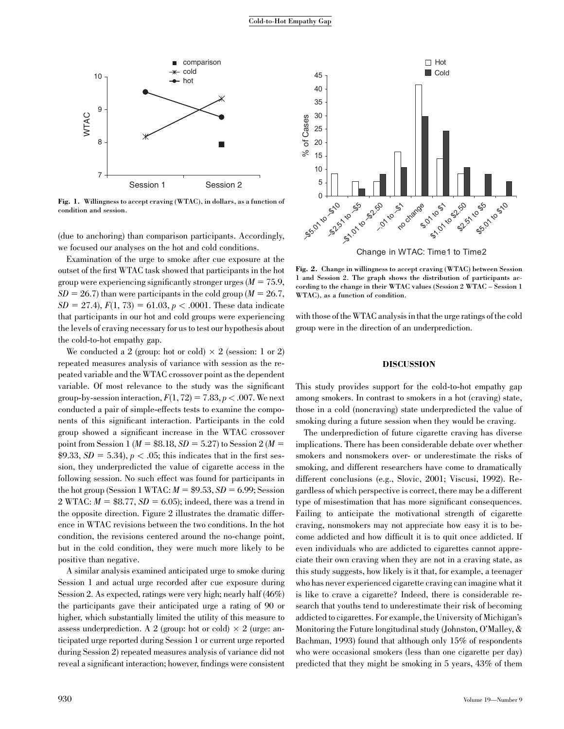**Fig. 1.** Willingness to accept craving (WTAC), in dollars, as a function of condition and session.

(due to anchoring) than comparison participants. Accordingly, we focused our analyses on the hot and cold conditions.

Examination of the urge to smoke after cue exposure at the outset of the first WTAC task showed that participants in the hot group were experiencing significantly stronger urges ($M = 75.9$, $SD = 26.7$) than were participants in the cold group ($M = 26.7$, $SD = 27.4$), $F(1, 73) = 61.03$, $p < .0001$. These data indicate that participants in our hot and cold groups were experiencing the levels of craving necessary for us to test our hypothesis about the cold-to-hot empathy gap.

We conducted a 2 (group: hot or cold) $\times$ 2 (session: 1 or 2) repeated measures analysis of variance with session as the repeated variable and the WTAC crossover point as the dependent variable. Of most relevance to the study was the significant group-by-session interaction, $F(1, 72) = 7.83$, $p < .007$. We next conducted a pair of simple-effects tests to examine the components of this significant interaction. Participants in the cold group showed a significant increase in the WTAC crossover point from Session 1 ($M = \$8.18$, $SD = 5.27$) to Session 2 ($M = \$9.33$, $SD = 5.34$), $p < .05$; this indicates that in the first session, they underpredicted the value of cigarette access in the following session. No such effect was found for participants in the hot group (Session 1 WTAC: $M = \$9.53$, $SD = 6.99$; Session 2 WTAC: $M = \$8.77$, $SD = 6.05$); indeed, there was a trend in the opposite direction. Figure 2 illustrates the dramatic difference in WTAC revisions between the two conditions. In the hot condition, the revisions centered around the no-change point, but in the cold condition, they were much more likely to be positive than negative.

A similar analysis examined anticipated urge to smoke during Session 1 and actual urge recorded after cue exposure during Session 2. As expected, ratings were very high; nearly half (46%) the participants gave their anticipated urge a rating of 90 or higher, which substantially limited the utility of this measure to assess underprediction. A 2 (group: hot or cold) $\times$ 2 (urge: anticipated urge reported during Session 1 or current urge reported during Session 2) repeated measures analysis of variance did not reveal a significant interaction; however, findings were consistent with those of the WTAC analysis in that the urge ratings of the cold group were in the direction of an underprediction.

**Fig. 2.** Change in willingness to accept craving (WTAC) between Session 1 and Session 2. The graph shows the distribution of participants according to the change in their WTAC values (Session 2 WTAC – Session 1 WTAC), as a function of condition.

## DISCUSSION

This study provides support for the cold-to-hot empathy gap among smokers. In contrast to smokers in a hot (craving) state, those in a cold (noncraving) state underpredicted the value of smoking during a future session when they would be craving.

The underprediction of future cigarette craving has diverse implications. There has been considerable debate over whether smokers and nonsmokers over- or underestimate the risks of smoking, and different researchers have come to dramatically different conclusions (e.g., Slovic, 2001; Viscusi, 1992). Regardless of which perspective is correct, there may be a different type of misestimation that has more significant consequences. Failing to anticipate the motivational strength of cigarette craving, nonsmokers may not appreciate how easy it is to become addicted and how difficult it is to quit once addicted. If even individuals who are addicted to cigarettes cannot appreciate their own craving when they are not in a craving state, as this study suggests, how likely is it that, for example, a teenager who has never experienced cigarette craving can imagine what it is like to crave a cigarette? Indeed, there is considerable research that youths tend to underestimate their risk of becoming addicted to cigarettes. For example, the University of Michigan's Monitoring the Future longitudinal study (Johnston, O'Malley, & Bachman, 1993) found that although only 15% of respondents who were occasional smokers (less than one cigarette per day) predicted that they might be smoking in 5 years, 43% of them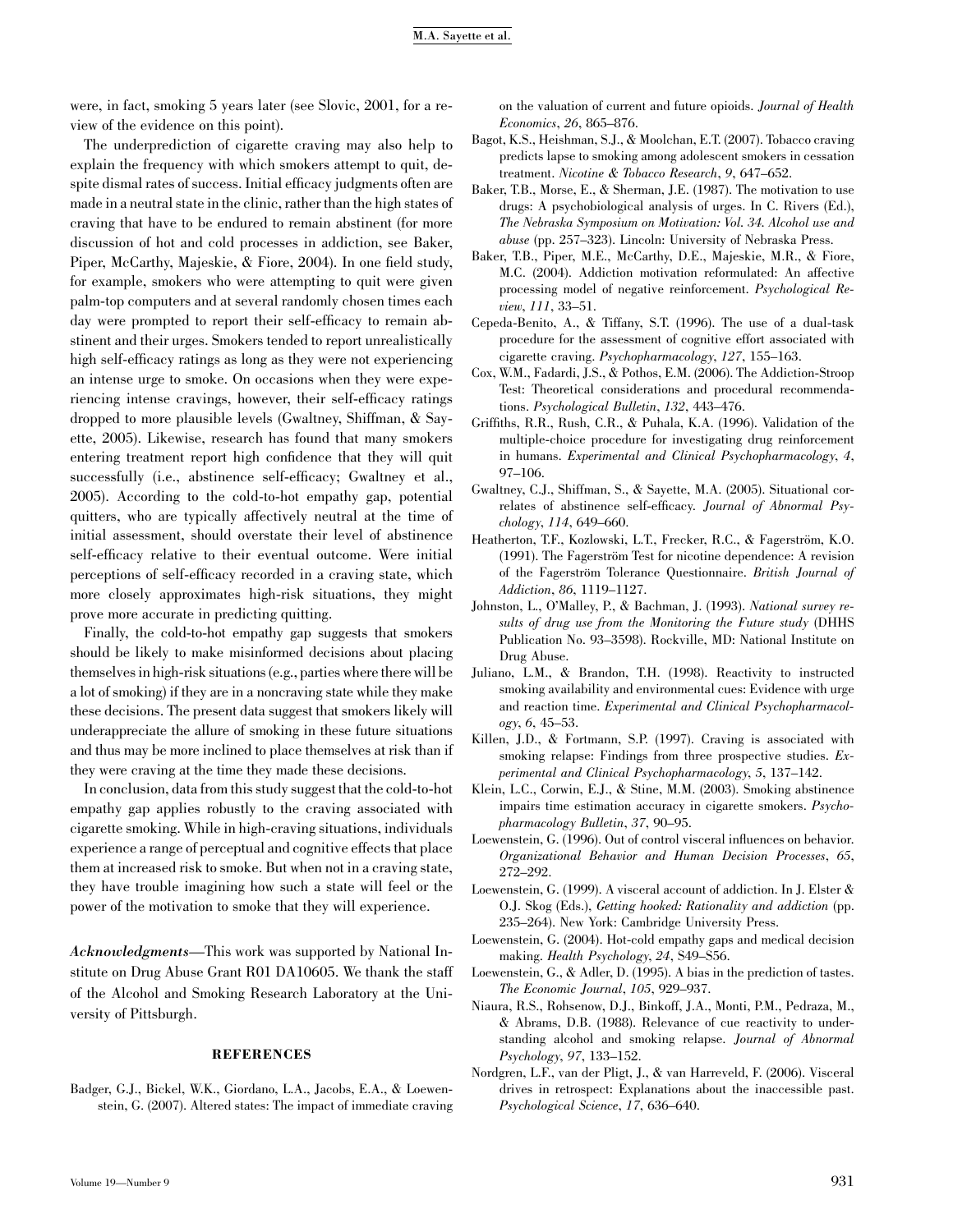were, in fact, smoking 5 years later (see Slovic, 2001, for a review of the evidence on this point).

The underprediction of cigarette craving may also help to explain the frequency with which smokers attempt to quit, despite dismal rates of success. Initial efficacy judgments often are made in a neutral state in the clinic, rather than the high states of craving that have to be endured to remain abstinent (for more discussion of hot and cold processes in addiction, see Baker, Piper, McCarthy, Majeskie, & Fiore, 2004). In one field study, for example, smokers who were attempting to quit were given palm-top computers and at several randomly chosen times each day were prompted to report their self-efficacy to remain abstinent and their urges. Smokers tended to report unrealistically high self-efficacy ratings as long as they were not experiencing an intense urge to smoke. On occasions when they were experiencing intense cravings, however, their self-efficacy ratings dropped to more plausible levels (Gwaltney, Shiffman, & Sayette, 2005). Likewise, research has found that many smokers entering treatment report high confidence that they will quit successfully (i.e., abstinence self-efficacy; Gwaltney et al., 2005). According to the cold-to-hot empathy gap, potential quitters, who are typically affectively neutral at the time of initial assessment, should overstate their level of abstinence self-efficacy relative to their eventual outcome. Were initial perceptions of self-efficacy recorded in a craving state, which more closely approximates high-risk situations, they might prove more accurate in predicting quitting.

Finally, the cold-to-hot empathy gap suggests that smokers should be likely to make misinformed decisions about placing themselves in high-risk situations (e.g., parties where there will be a lot of smoking) if they are in a noncraving state while they make these decisions. The present data suggest that smokers likely will underappreciate the allure of smoking in these future situations and thus may be more inclined to place themselves at risk than if they were craving at the time they made these decisions.

In conclusion, data from this study suggest that the cold-to-hot empathy gap applies robustly to the craving associated with cigarette smoking. While in high-craving situations, individuals experience a range of perceptual and cognitive effects that place them at increased risk to smoke. But when not in a craving state, they have trouble imagining how such a state will feel or the power of the motivation to smoke that they will experience.

***Acknowledgments***—This work was supported by National Institute on Drug Abuse Grant R01 DA10605. We thank the staff of the Alcohol and Smoking Research Laboratory at the University of Pittsburgh.

## REFERENCES

Badger, G.J., Bickel, W.K., Giordano, L.A., Jacobs, E.A., & Loewenstein, G. (2007). Altered states: The impact of immediate craving on the valuation of current and future opioids. *Journal of Health Economics*, *26*, 865–876.

Bagot, K.S., Heishman, S.J., & Moolchan, E.T. (2007). Tobacco craving predicts lapse to smoking among adolescent smokers in cessation treatment. *Nicotine & Tobacco Research*, *9*, 647–652.

Baker, T.B., Morse, E., & Sherman, J.E. (1987). The motivation to use drugs: A psychobiological analysis of urges. In C. Rivers (Ed.), *The Nebraska Symposium on Motivation: Vol. 34. Alcohol use and abuse* (pp. 257–323). Lincoln: University of Nebraska Press.

Baker, T.B., Piper, M.E., McCarthy, D.E., Majeskie, M.R., & Fiore, M.C. (2004). Addiction motivation reformulated: An affective processing model of negative reinforcement. *Psychological Review*, *111*, 33–51.

Cepeda-Benito, A., & Tiffany, S.T. (1996). The use of a dual-task procedure for the assessment of cognitive effort associated with cigarette craving. *Psychopharmacology*, *127*, 155–163.

Cox, W.M., Fadardi, J.S., & Pothos, E.M. (2006). The Addiction-Stroop Test: Theoretical considerations and procedural recommendations. *Psychological Bulletin*, *132*, 443–476.

Griffiths, R.R., Rush, C.R., & Puhala, K.A. (1996). Validation of the multiple-choice procedure for investigating drug reinforcement in humans. *Experimental and Clinical Psychopharmacology*, *4*, 97–106.

Gwaltney, C.J., Shiffman, S., & Sayette, M.A. (2005). Situational correlates of abstinence self-efficacy. *Journal of Abnormal Psychology*, *114*, 649–660.

Heatherton, T.F., Kozlowski, L.T., Frecker, R.C., & Fagerström, K.O. (1991). The Fagerström Test for nicotine dependence: A revision of the Fagerström Tolerance Questionnaire. *British Journal of Addiction*, *86*, 1119–1127.

Johnston, L., O'Malley, P., & Bachman, J. (1993). *National survey results of drug use from the Monitoring the Future study* (DHHS Publication No. 93–3598). Rockville, MD: National Institute on Drug Abuse.

Juliano, L.M., & Brandon, T.H. (1998). Reactivity to instructed smoking availability and environmental cues: Evidence with urge and reaction time. *Experimental and Clinical Psychopharmacology*, *6*, 45–53.

Killen, J.D., & Fortmann, S.P. (1997). Craving is associated with smoking relapse: Findings from three prospective studies. *Experimental and Clinical Psychopharmacology*, *5*, 137–142.

Klein, L.C., Corwin, E.J., & Stine, M.M. (2003). Smoking abstinence impairs time estimation accuracy in cigarette smokers. *Psychopharmacology Bulletin*, *37*, 90–95.

Loewenstein, G. (1996). Out of control visceral influences on behavior. *Organizational Behavior and Human Decision Processes*, *65*, 272–292.

Loewenstein, G. (1999). A visceral account of addiction. In J. Elster & O.J. Skog (Eds.), *Getting hooked: Rationality and addiction* (pp. 235–264). New York: Cambridge University Press.

Loewenstein, G. (2004). Hot-cold empathy gaps and medical decision making. *Health Psychology*, *24*, S49–S56.

Loewenstein, G., & Adler, D. (1995). A bias in the prediction of tastes. *The Economic Journal*, *105*, 929–937.

Niaura, R.S., Rohsenow, D.J., Binkoff, J.A., Monti, P.M., Pedraza, M., & Abrams, D.B. (1988). Relevance of cue reactivity to understanding alcohol and smoking relapse. *Journal of Abnormal Psychology*, *97*, 133–152.

Nordgren, L.F., van der Pligt, J., & van Harreveld, F. (2006). Visceral drives in retrospect: Explanations about the inaccessible past. *Psychological Science*, *17*, 636–640.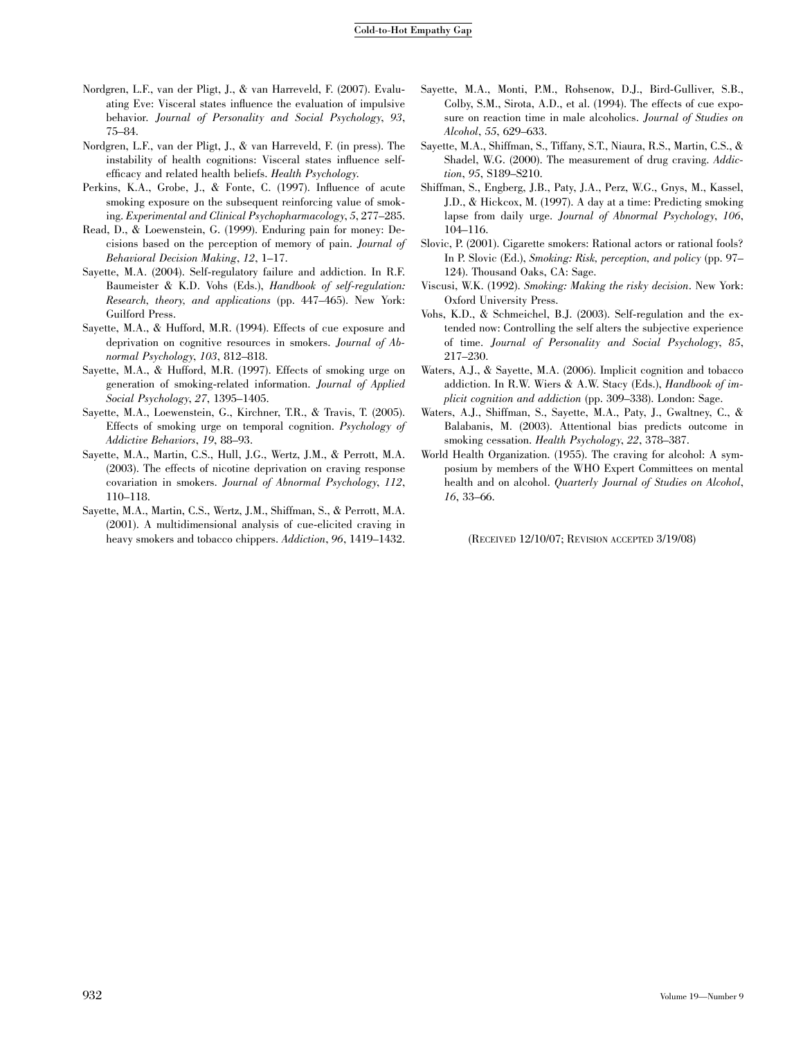Nordgren, L.F., van der Pligt, J., & van Harreveld, F. (2007). Evaluating Eve: Visceral states influence the evaluation of impulsive behavior. *Journal of Personality and Social Psychology*, *93*, 75–84.

Nordgren, L.F., van der Pligt, J., & van Harreveld, F. (in press). The instability of health cognitions: Visceral states influence self-efficacy and related health beliefs. *Health Psychology*.

Perkins, K.A., Grobe, J., & Fonte, C. (1997). Influence of acute smoking exposure on the subsequent reinforcing value of smoking. *Experimental and Clinical Psychopharmacology*, *5*, 277–285.

Read, D., & Loewenstein, G. (1999). Enduring pain for money: Decisions based on the perception of memory of pain. *Journal of Behavioral Decision Making*, *12*, 1–17.

Sayette, M.A. (2004). Self-regulatory failure and addiction. In R.F. Baumeister & K.D. Vohs (Eds.), *Handbook of self-regulation: Research, theory, and applications* (pp. 447–465). New York: Guilford Press.

Sayette, M.A., & Hufford, M.R. (1994). Effects of cue exposure and deprivation on cognitive resources in smokers. *Journal of Abnormal Psychology*, *103*, 812–818.

Sayette, M.A., & Hufford, M.R. (1997). Effects of smoking urge on generation of smoking-related information. *Journal of Applied Social Psychology*, *27*, 1395–1405.

Sayette, M.A., Loewenstein, G., Kirchner, T.R., & Travis, T. (2005). Effects of smoking urge on temporal cognition. *Psychology of Addictive Behaviors*, *19*, 88–93.

Sayette, M.A., Martin, C.S., Hull, J.G., Wertz, J.M., & Perrott, M.A. (2003). The effects of nicotine deprivation on craving response covariation in smokers. *Journal of Abnormal Psychology*, *112*, 110–118.

Sayette, M.A., Martin, C.S., Wertz, J.M., Shiffman, S., & Perrott, M.A. (2001). A multidimensional analysis of cue-elicited craving in heavy smokers and tobacco chippers. *Addiction*, *96*, 1419–1432.

Sayette, M.A., Monti, P.M., Rohsenow, D.J., Bird-Gulliver, S.B., Colby, S.M., Sirota, A.D., et al. (1994). The effects of cue exposure on reaction time in male alcoholics. *Journal of Studies on Alcohol*, *55*, 629–633.

Sayette, M.A., Shiffman, S., Tiffany, S.T., Niaura, R.S., Martin, C.S., & Shadel, W.G. (2000). The measurement of drug craving. *Addiction*, *95*, S189–S210.

Shiffman, S., Engberg, J.B., Paty, J.A., Perz, W.G., Gnys, M., Kassel, J.D., & Hickcox, M. (1997). A day at a time: Predicting smoking lapse from daily urge. *Journal of Abnormal Psychology*, *106*, 104–116.

Slovic, P. (2001). Cigarette smokers: Rational actors or rational fools? In P. Slovic (Ed.), *Smoking: Risk, perception, and policy* (pp. 97–124). Thousand Oaks, CA: Sage.

Viscusi, W.K. (1992). *Smoking: Making the risky decision*. New York: Oxford University Press.

Vohs, K.D., & Schmeichel, B.J. (2003). Self-regulation and the extended now: Controlling the self alters the subjective experience of time. *Journal of Personality and Social Psychology*, *85*, 217–230.

Waters, A.J., & Sayette, M.A. (2006). Implicit cognition and tobacco addiction. In R.W. Wiers & A.W. Stacy (Eds.), *Handbook of implicit cognition and addiction* (pp. 309–338). London: Sage.

Waters, A.J., Shiffman, S., Sayette, M.A., Paty, J., Gwaltney, C., & Balabanis, M. (2003). Attentional bias predicts outcome in smoking cessation. *Health Psychology*, *22*, 378–387.

World Health Organization. (1955). The craving for alcohol: A symposium by members of the WHO Expert Committees on mental health and on alcohol. *Quarterly Journal of Studies on Alcohol*, *16*, 33–66.

(Received 12/10/07; Revision accepted 3/19/08)